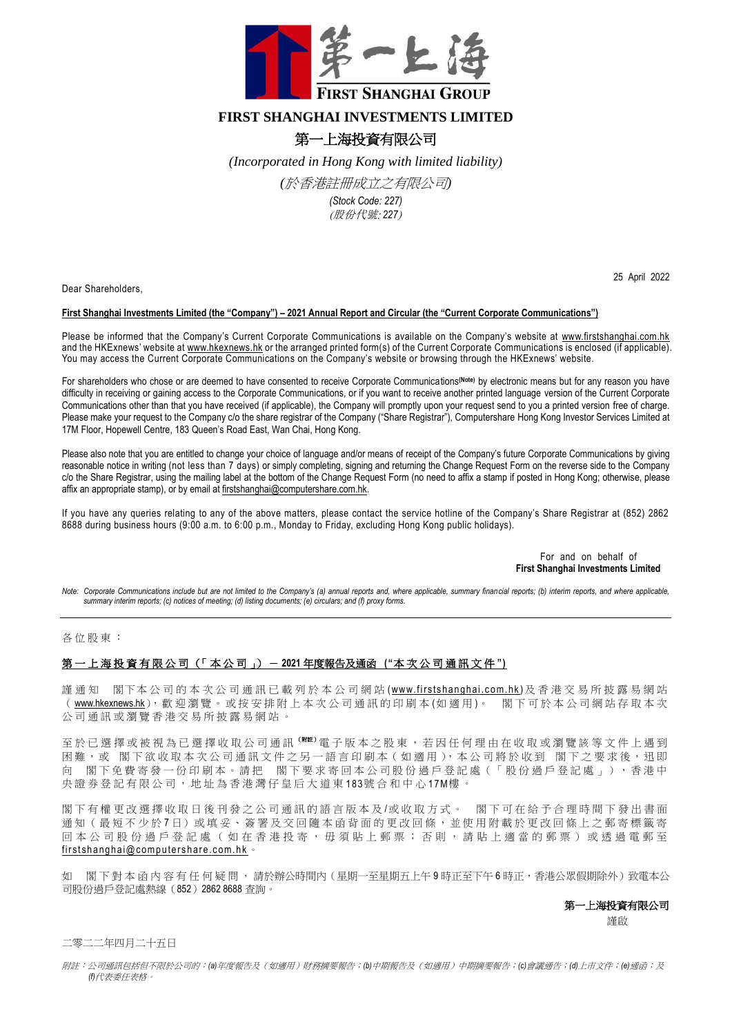# FIRST SHANGHAI INVESTMENTS LIMITED

# 第一上海投資有限公司

*(Incorporated in Hong Kong with limited liability)*

*(於香港註冊成立之有限公司)*

*(Stock Code: 227)*

*(股份代號: 227)*

25 April 2022

Dear Shareholders,

**First Shanghai Investments Limited (the "Company") – 2021 Annual Report and Circular (the "Current Corporate Communications")**

Please be informed that the Company's Current Corporate Communications is available on the Company's website at www.firstshanghai.com.hk and the HKExnews' website at www.hkexnews.hk or the arranged printed form(s) of the Current Corporate Communications is enclosed (if applicable). You may access the Current Corporate Communications on the Company's website or browsing through the HKExnews' website.

For shareholders who chose or are deemed to have consented to receive Corporate Communications[(Note)] by electronic means but for any reason you have difficulty in receiving or gaining access to the Corporate Communications, or if you want to receive another printed language version of the Current Corporate Communications other than that you have received (if applicable), the Company will promptly upon your request send to you a printed version free of charge. Please make your request to the Company c/o the share registrar of the Company ("Share Registrar"), Computershare Hong Kong Investor Services Limited at 17M Floor, Hopewell Centre, 183 Queen's Road East, Wan Chai, Hong Kong.

Please also note that you are entitled to change your choice of language and/or means of receipt of the Company's future Corporate Communications by giving reasonable notice in writing (not less than 7 days) or simply completing, signing and returning the Change Request Form on the reverse side to the Company c/o the Share Registrar, using the mailing label at the bottom of the Change Request Form (no need to affix a stamp if posted in Hong Kong; otherwise, please affix an appropriate stamp), or by email at firstshanghai@computershare.com.hk.

If you have any queries relating to any of the above matters, please contact the service hotline of the Company's Share Registrar at (852) 2862 8688 during business hours (9:00 a.m. to 6:00 p.m., Monday to Friday, excluding Hong Kong public holidays).

For and on behalf of
**First Shanghai Investments Limited**

*Note: Corporate Communications include but are not limited to the Company's (a) annual reports and, where applicable, summary financial reports; (b) interim reports, and where applicable, summary interim reports; (c) notices of meeting; (d) listing documents; (e) circulars; and (f) proxy forms.*

---

各位股東：

**第一上海投資有限公司（「本公司」）－ 2021 年度報告及通函（"本次公司通訊文件"）**

謹通知 閣下本公司的本次公司通訊已載列於本公司網站(www.firstshanghai.com.hk)及香港交易所披露易網站（www.hkexnews.hk），歡迎瀏覽。或按安排附上本次公司通訊的印刷本(如適用)。 閣下可於本公司網站存取本次公司通訊或瀏覽香港交易所披露易網站。

至於已選擇或被視為已選擇收取公司通訊[(附註)]電子版本之股東，若因任何理由在收取或瀏覽該等文件上遇到困難，或 閣下欲收取本次公司通訊文件之另一語言印刷本（如適用），本公司將於收到 閣下之要求後，迅即向 閣下免費寄發一份印刷本。請把 閣下要求寄回本公司股份過戶登記處（「股份過戶登記處」），香港中央證券登記有限公司，地址為香港灣仔皇后大道東183號合和中心17M樓。

閣下有權更改選擇收取日後刊發之公司通訊的語言版本及/或收取方式。 閣下可在給予合理時間下發出書面通知（最短不少於7日）或填妥、簽署及交回隨本函背面的更改回條，並使用附載於更改回條上之郵寄標籤寄回本公司股份過戶登記處（如在香港投寄，毋須貼上郵票；否則，請貼上適當的郵票）或透過電郵至firstshanghai@computershare.com.hk。

如 閣下對本函內容有任何疑問，請於辦公時間內（星期一至星期五上午9時正至下午6時正，香港公眾假期除外）致電本公司股份過戶登記處熱線（852）2862 8688 查詢。

**第一上海投資有限公司**
謹啟

二零二二年四月二十五日

*附註：公司通訊包括但不限於公司的：(a)年度報告及（如適用）財務摘要報告；(b)中期報告及（如適用）中期摘要報告；(c)會議通告；(d)上市文件；(e)通函；及(f)代表委任表格。*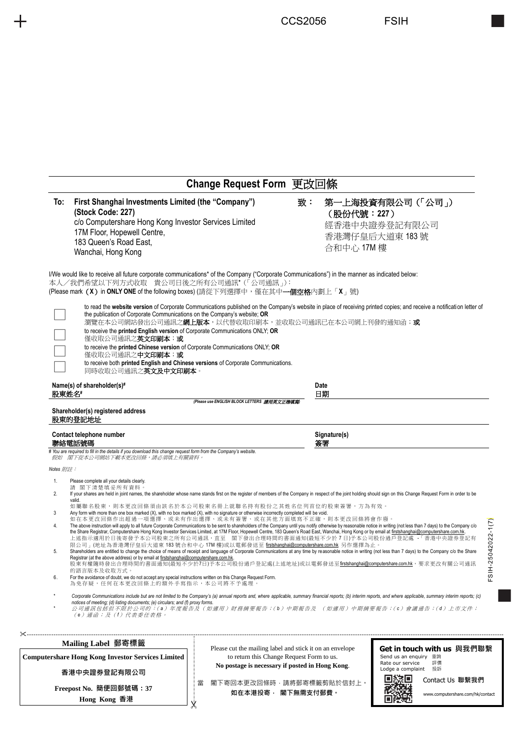# Change Request Form 更改回條

**To: First Shanghai Investments Limited (the "Company") (Stock Code: 227)**
c/o Computershare Hong Kong Investor Services Limited
17M Floor, Hopewell Centre,
183 Queen's Road East,
Wanchai, Hong Kong

**致： 第一上海投資有限公司（「公司」）（股份代號：227）**
經香港中央證券登記有限公司
香港灣仔皇后大道東 183 號
合和中心 17M 樓

I/We would like to receive all future corporate communications* of the Company ("Corporate Communications") in the manner as indicated below:
本人／我們希望以下列方式收取 貴公司日後之所有公司通訊*（「公司通訊」）：
(Please mark（**X**）in **ONLY ONE** of the following boxes) (請從下列選擇中，僅在其中**一個空格**內劃上「**X**」號)

☐ to read the **website version** of Corporate Communications published on the Company's website in place of receiving printed copies; and receive a notification letter of the publication of Corporate Communications on the Company's website; **OR**
瀏覽在本公司網站發出公司通訊之**網上版本**，以代替收取印刷本，並收取公司通訊已在本公司網上刊發的通知函；**或**

☐ to receive the **printed English version** of Corporate Communications ONLY; **OR**
僅收取公司通訊之**英文印刷本**；**或**

☐ to receive the **printed Chinese version** of Corporate Communications ONLY; **OR**
僅收取公司通訊之**中文印刷本**；**或**

☐ to receive both **printed English and Chinese versions** of Corporate Communications.
同時收取公司通訊之**英文及中文印刷本**。

**Name(s) of shareholder(s)#**
**股東姓名#**
*(Please use ENGLISH BLOCK LETTERS 請用英文正楷填寫)*

**Date**
**日期**

**Shareholder(s) registered address**
**股東的登記地址**

**Contact telephone number**
**聯絡電話號碼**

**Signature(s)**
**簽署**

*# You are required to fill in the details if you download this change request form from the Company's website.*
*假如 閣下從本公司網站下載本更改回條，請必須填上有關資料。*

*Notes 附註：*

1. Please complete all your details clearly.
   請 閣下清楚填妥所有資料。
2. If your shares are held in joint names, the shareholder whose name stands first on the register of members of the Company in respect of the joint holding should sign on this Change Request Form in order to be valid.
   如屬聯名股東，則本更改回條須由該名於本公司股東名冊上就聯名持有股份之其姓名位列首位的股東簽署，方為有效。
3. Any form with more than one box marked (X), with no box marked (X), with no signature or otherwise incorrectly completed will be void.
   如在本更改回條作出超過一項選擇、或未有作出選擇、或未有簽署、或在其他方面填寫不正確，則本更改回條將會作廢。
4. The above instruction will apply to all future Corporate Communications to be sent to shareholders of the Company until you notify otherwise by reasonable notice in writing (not less than 7 days) to the Company c/o the Share Registrar, Computershare Hong Kong Investor Services Limited, at 17M Floor, Hopewell Centre, 183 Queen's Road East, Wanchai, Hong Kong or by email at firstshanghai@computershare.com.hk.
   上述指示適用於日後寄發予本公司股東之所有公司通訊，直至 閣下發出合理時間的書面通知(最短不少於 7 日)予本公司股份過戶登記處 -「香港中央證券登記有限公司」(地址為香港灣仔皇后大道東 183 號合和中心 17M 樓)或以電郵發送至 firstshanghai@computershare.com.hk 另作選擇為止。
5. Shareholders are entitled to change the choice of means of receipt and language of Corporate Communications at any time by reasonable notice in writing (not less than 7 days) to the Company c/o the Share Registrar (at the above address) or by email at firstshanghai@computershare.com.hk.
   股東有權隨時發出合理時間的書面通知(最短不少於7日)予本公司股份過戶登記處(上述地址)或以電郵發送至firstshanghai@computershare.com.hk，要求更改有關公司通訊的語言版本及收取方式。
6. For the avoidance of doubt, we do not accept any special instructions written on this Change Request Form.
   為免存疑，任何在本更改回條上的額外手寫指示，本公司將不予處理。

\* *Corporate Communications include but are not limited to the Company's (a) annual reports and, where applicable, summary financial reports; (b) interim reports, and where applicable, summary interim reports; (c) notices of meeting; (d) listing documents; (e) circulars; and (f) proxy forms.*
\* *公司通訊包括但不限於公司的：(a) 年度報告及（如適用）財務摘要報告；(b) 中期報告及（如適用）中期摘要報告；(c) 會議通告；(d) 上市文件；(e) 通函；及 (f) 代表委任表格。*

FSIH-25042022-1(7)

---

**Mailing Label 郵寄標籤**

**Computershare Hong Kong Investor Services Limited**

**香港中央證券登記有限公司**

**Freepost No. 簡便回郵號碼：37**

**Hong Kong 香港**

Please cut the mailing label and stick it on an envelope to return this Change Request Form to us.
**No postage is necessary if posted in Hong Kong**.

當 閣下寄回本更改回條時，請將郵寄標籤剪貼於信封上。
**如在本港投寄， 閣下無需支付郵費。**

**Get in touch with us 與我們聯繫**
Send us an enquiry 垂詢
Rate our service 評價
Lodge a complaint 投訴
Contact Us 聯繫我們
www.computershare.com/hk/contact